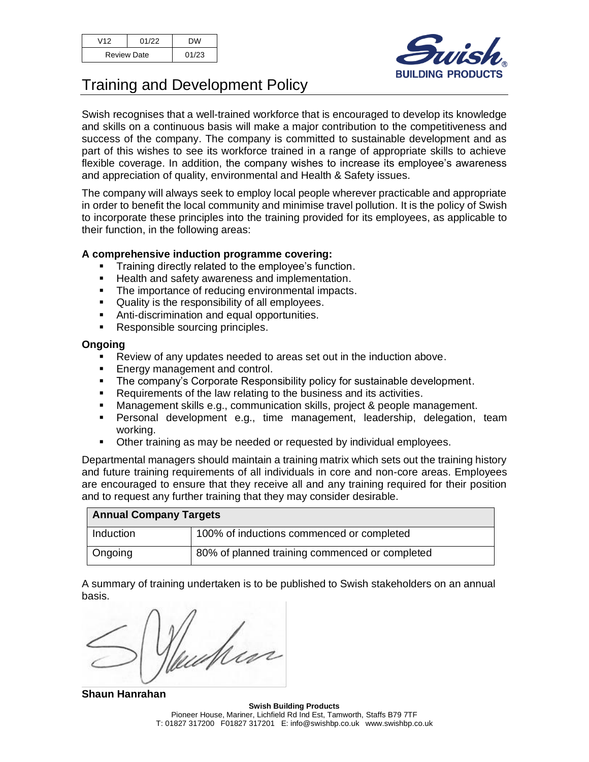| V12 | 01/22 | DW |
|---|---|---|
| Review Date | | 01/23 |

Swish BUILDING PRODUCTS®

# Training and Development Policy

Swish recognises that a well-trained workforce that is encouraged to develop its knowledge and skills on a continuous basis will make a major contribution to the competitiveness and success of the company. The company is committed to sustainable development and as part of this wishes to see its workforce trained in a range of appropriate skills to achieve flexible coverage. In addition, the company wishes to increase its employee's awareness and appreciation of quality, environmental and Health & Safety issues.

The company will always seek to employ local people wherever practicable and appropriate in order to benefit the local community and minimise travel pollution. It is the policy of Swish to incorporate these principles into the training provided for its employees, as applicable to their function, in the following areas:

**A comprehensive induction programme covering:**

- Training directly related to the employee's function.
- Health and safety awareness and implementation.
- The importance of reducing environmental impacts.
- Quality is the responsibility of all employees.
- Anti-discrimination and equal opportunities.
- Responsible sourcing principles.

**Ongoing**

- Review of any updates needed to areas set out in the induction above.
- Energy management and control.
- The company's Corporate Responsibility policy for sustainable development.
- Requirements of the law relating to the business and its activities.
- Management skills e.g., communication skills, project & people management.
- Personal development e.g., time management, leadership, delegation, team working.
- Other training as may be needed or requested by individual employees.

Departmental managers should maintain a training matrix which sets out the training history and future training requirements of all individuals in core and non-core areas. Employees are encouraged to ensure that they receive all and any training required for their position and to request any further training that they may consider desirable.

| Annual Company Targets | |
|---|---|
| Induction | 100% of inductions commenced or completed |
| Ongoing | 80% of planned training commenced or completed |

A summary of training undertaken is to be published to Swish stakeholders on an annual basis.

**Shaun Hanrahan**

**Swish Building Products**
Pioneer House, Mariner, Lichfield Rd Ind Est, Tamworth, Staffs B79 7TF
T: 01827 317200 F01827 317201 E: info@swishbp.co.uk www.swishbp.co.uk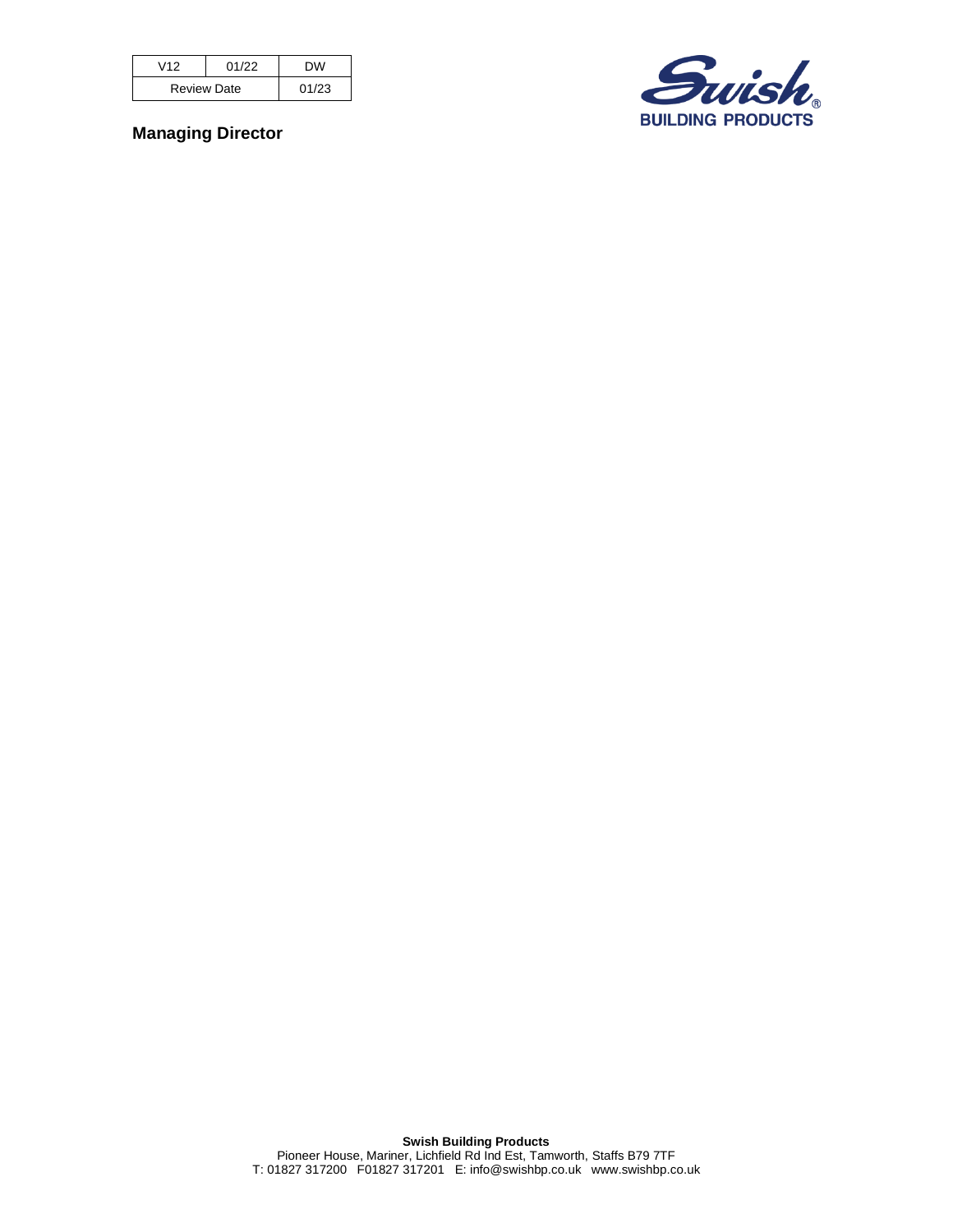| | | |
|---|---|---|
| V12 | 01/22 | DW |
| Review Date | | 01/23 |

**Managing Director**

**Swish Building Products**
Pioneer House, Mariner, Lichfield Rd Ind Est, Tamworth, Staffs B79 7TF
T: 01827 317200 F01827 317201 E: info@swishbp.co.uk www.swishbp.co.uk